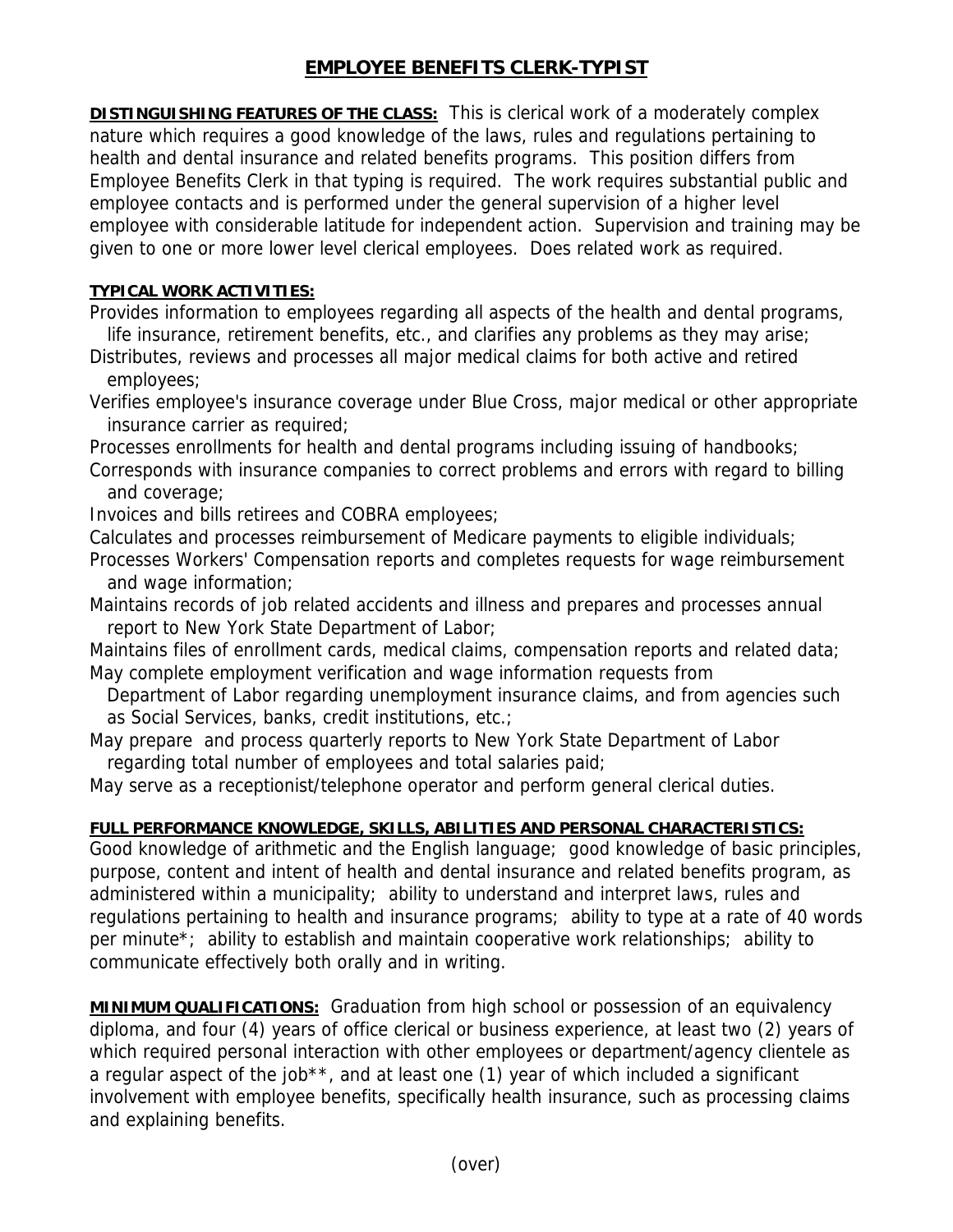# EMPLOYEE BENEFITS CLERK-TYPIST

**DISTINGUISHING FEATURES OF THE CLASS:** This is clerical work of a moderately complex nature which requires a good knowledge of the laws, rules and regulations pertaining to health and dental insurance and related benefits programs. This position differs from Employee Benefits Clerk in that typing is required. The work requires substantial public and employee contacts and is performed under the general supervision of a higher level employee with considerable latitude for independent action. Supervision and training may be given to one or more lower level clerical employees. Does related work as required.

**TYPICAL WORK ACTIVITIES:**

Provides information to employees regarding all aspects of the health and dental programs, life insurance, retirement benefits, etc., and clarifies any problems as they may arise;
Distributes, reviews and processes all major medical claims for both active and retired employees;
Verifies employee's insurance coverage under Blue Cross, major medical or other appropriate insurance carrier as required;
Processes enrollments for health and dental programs including issuing of handbooks;
Corresponds with insurance companies to correct problems and errors with regard to billing and coverage;
Invoices and bills retirees and COBRA employees;
Calculates and processes reimbursement of Medicare payments to eligible individuals;
Processes Workers' Compensation reports and completes requests for wage reimbursement and wage information;
Maintains records of job related accidents and illness and prepares and processes annual report to New York State Department of Labor;
Maintains files of enrollment cards, medical claims, compensation reports and related data;
May complete employment verification and wage information requests from Department of Labor regarding unemployment insurance claims, and from agencies such as Social Services, banks, credit institutions, etc.;
May prepare and process quarterly reports to New York State Department of Labor regarding total number of employees and total salaries paid;
May serve as a receptionist/telephone operator and perform general clerical duties.

**FULL PERFORMANCE KNOWLEDGE, SKILLS, ABILITIES AND PERSONAL CHARACTERISTICS:**
Good knowledge of arithmetic and the English language; good knowledge of basic principles, purpose, content and intent of health and dental insurance and related benefits program, as administered within a municipality; ability to understand and interpret laws, rules and regulations pertaining to health and insurance programs; ability to type at a rate of 40 words per minute*; ability to establish and maintain cooperative work relationships; ability to communicate effectively both orally and in writing.

**MINIMUM QUALIFICATIONS:** Graduation from high school or possession of an equivalency diploma, and four (4) years of office clerical or business experience, at least two (2) years of which required personal interaction with other employees or department/agency clientele as a regular aspect of the job**, and at least one (1) year of which included a significant involvement with employee benefits, specifically health insurance, such as processing claims and explaining benefits.

(over)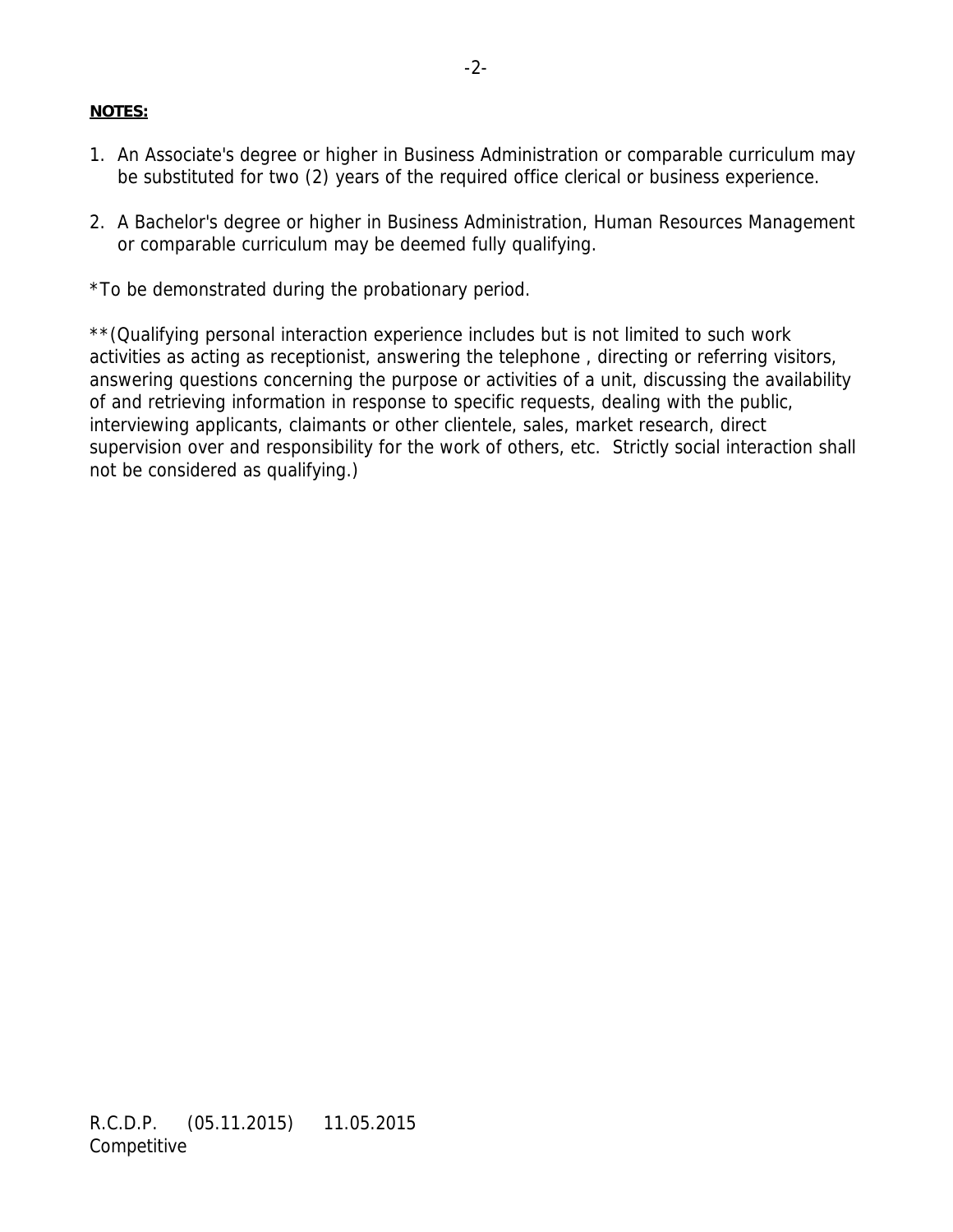**NOTES:**

1. An Associate's degree or higher in Business Administration or comparable curriculum may be substituted for two (2) years of the required office clerical or business experience.

2. A Bachelor's degree or higher in Business Administration, Human Resources Management or comparable curriculum may be deemed fully qualifying.

*To be demonstrated during the probationary period.

**(Qualifying personal interaction experience includes but is not limited to such work activities as acting as receptionist, answering the telephone , directing or referring visitors, answering questions concerning the purpose or activities of a unit, discussing the availability of and retrieving information in response to specific requests, dealing with the public, interviewing applicants, claimants or other clientele, sales, market research, direct supervision over and responsibility for the work of others, etc. Strictly social interaction shall not be considered as qualifying.)

R.C.D.P. (05.11.2015) 11.05.2015
Competitive